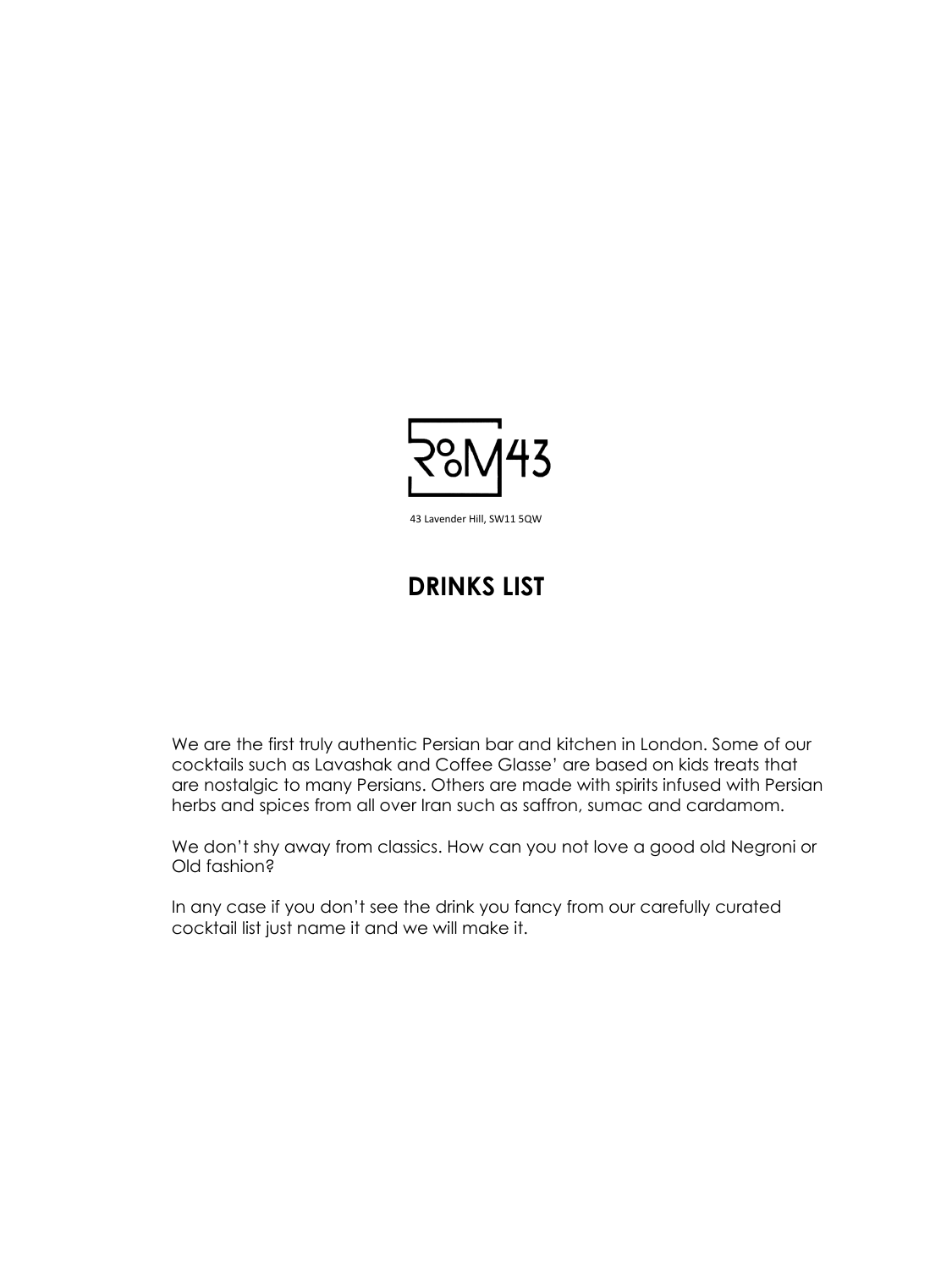RooM43

43 Lavender Hill, SW11 5QW

# DRINKS LIST

We are the first truly authentic Persian bar and kitchen in London. Some of our cocktails such as Lavashak and Coffee Glasse' are based on kids treats that are nostalgic to many Persians. Others are made with spirits infused with Persian herbs and spices from all over Iran such as saffron, sumac and cardamom.

We don't shy away from classics. How can you not love a good old Negroni or Old fashion?

In any case if you don't see the drink you fancy from our carefully curated cocktail list just name it and we will make it.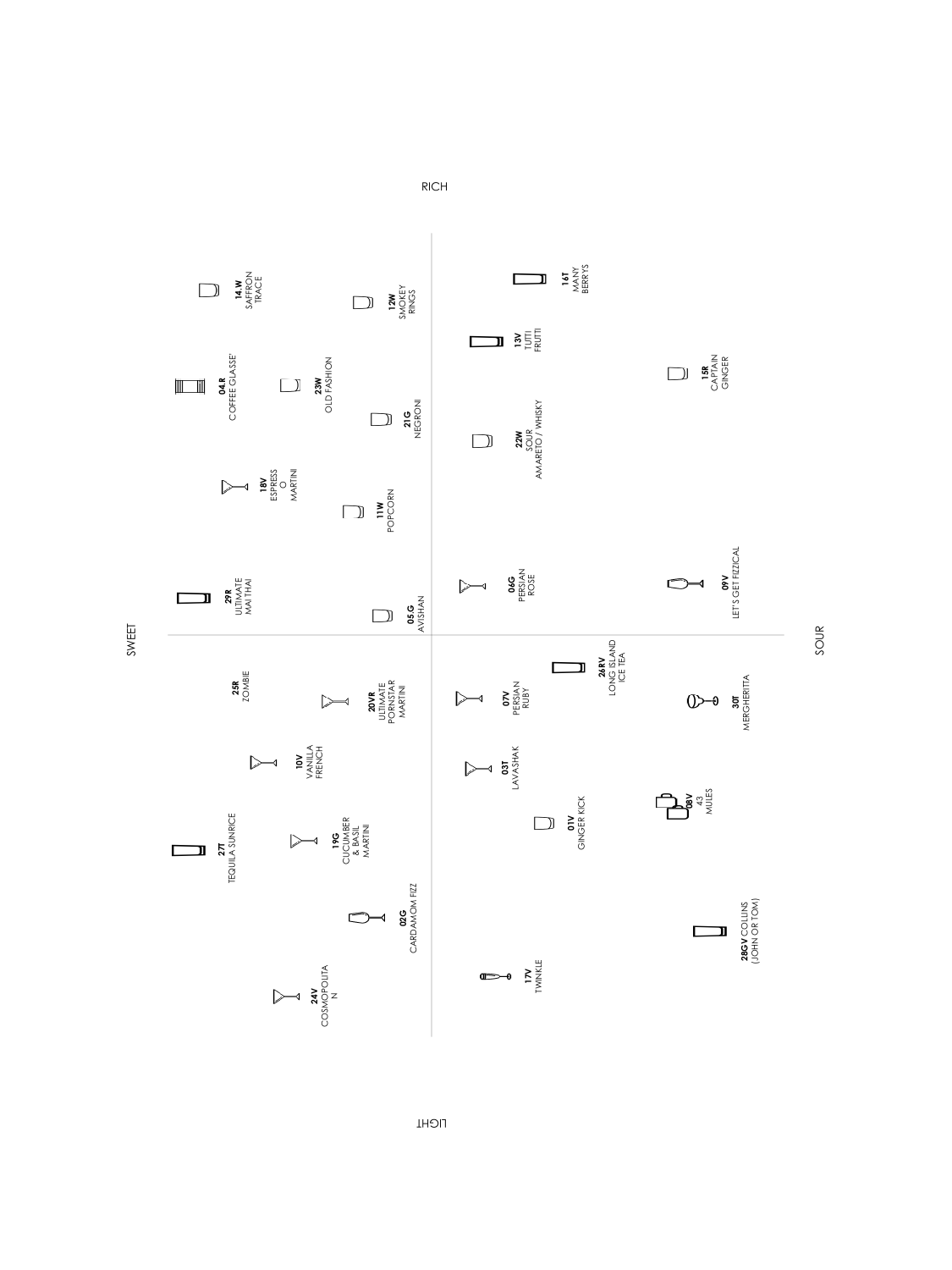RICH

SWEET

SOUR

LIGHT

**14.W** SAFFRON TRACE

**12W** SMOKEY RINGS

**16T** MANY BERRYS

**04.R** COFFEE GLASSE'

**23W** OLD FASHION

**21G** NEGRONI

**13V** TUTTI FRUTTI

**15R** CAPTAIN GINGER

**22W** SOUR AMARETO / WHISKY

**18V** ESPRESS O MARTINI

**11W** POPCORN

**29 R** ULTIMATE MAI THAI

**05.G** AVISHAN

**06G** PERSIAN ROSE

**09V** LET'S GET FIZZICAL

**25R** ZOMBIE

**20VR** ULTIMATE PORNSTAR MARTINI

**07V** PERSIAN RUBY

**26RV** LONG ISLAND ICE TEA

**30T** MERGHERITA

**10V** VANILLA FRENCH

**03T** LAVASHAK

**27T** TEQUILA SUNRICE

**19G** CUCUMBER & BASIL MARTINI

**01V** GINGER KICK

**08V** 43 MULES

**02G** CARDAMOM FIZZ

**28GV** COLLINS (JOHN OR TOM)

**24V** COSMOPOLITA N

**17V** TWINKLE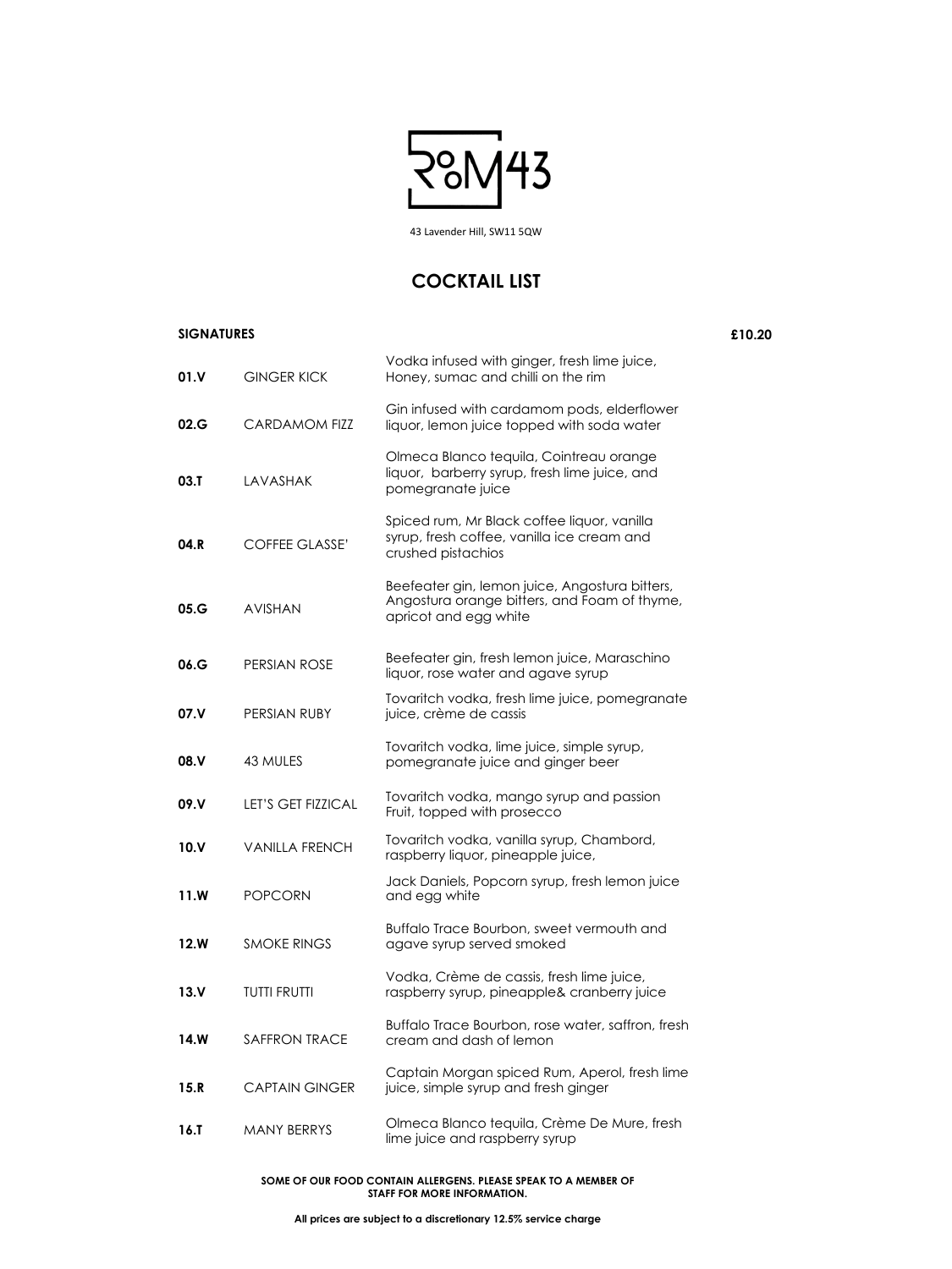# ROOM 43

43 Lavender Hill, SW11 5QW

## COCKTAIL LIST

**SIGNATURES** **£10.20**

| | | |
|---|---|---|
| **01.V** | GINGER KICK | Vodka infused with ginger, fresh lime juice, Honey, sumac and chilli on the rim |
| **02.G** | CARDAMOM FIZZ | Gin infused with cardamom pods, elderflower liquor, lemon juice topped with soda water |
| **03.T** | LAVASHAK | Olmeca Blanco tequila, Cointreau orange liquor, barberry syrup, fresh lime juice, and pomegranate juice |
| **04.R** | COFFEE GLASSE' | Spiced rum, Mr Black coffee liquor, vanilla syrup, fresh coffee, vanilla ice cream and crushed pistachios |
| **05.G** | AVISHAN | Beefeater gin, lemon juice, Angostura bitters, Angostura orange bitters, and Foam of thyme, apricot and egg white |
| **06.G** | PERSIAN ROSE | Beefeater gin, fresh lemon juice, Maraschino liquor, rose water and agave syrup |
| **07.V** | PERSIAN RUBY | Tovaritch vodka, fresh lime juice, pomegranate juice, crème de cassis |
| **08.V** | 43 MULES | Tovaritch vodka, lime juice, simple syrup, pomegranate juice and ginger beer |
| **09.V** | LET'S GET FIZZICAL | Tovaritch vodka, mango syrup and passion Fruit, topped with prosecco |
| **10.V** | VANILLA FRENCH | Tovaritch vodka, vanilla syrup, Chambord, raspberry liquor, pineapple juice, |
| **11.W** | POPCORN | Jack Daniels, Popcorn syrup, fresh lemon juice and egg white |
| **12.W** | SMOKE RINGS | Buffalo Trace Bourbon, sweet vermouth and agave syrup served smoked |
| **13.V** | TUTTI FRUTTI | Vodka, Crème de cassis, fresh lime juice, raspberry syrup, pineapple& cranberry juice |
| **14.W** | SAFFRON TRACE | Buffalo Trace Bourbon, rose water, saffron, fresh cream and dash of lemon |
| **15.R** | CAPTAIN GINGER | Captain Morgan spiced Rum, Aperol, fresh lime juice, simple syrup and fresh ginger |
| **16.T** | MANY BERRYS | Olmeca Blanco tequila, Crème De Mure, fresh lime juice and raspberry syrup |

**SOME OF OUR FOOD CONTAIN ALLERGENS. PLEASE SPEAK TO A MEMBER OF STAFF FOR MORE INFORMATION.**

**All prices are subject to a discretionary 12.5% service charge**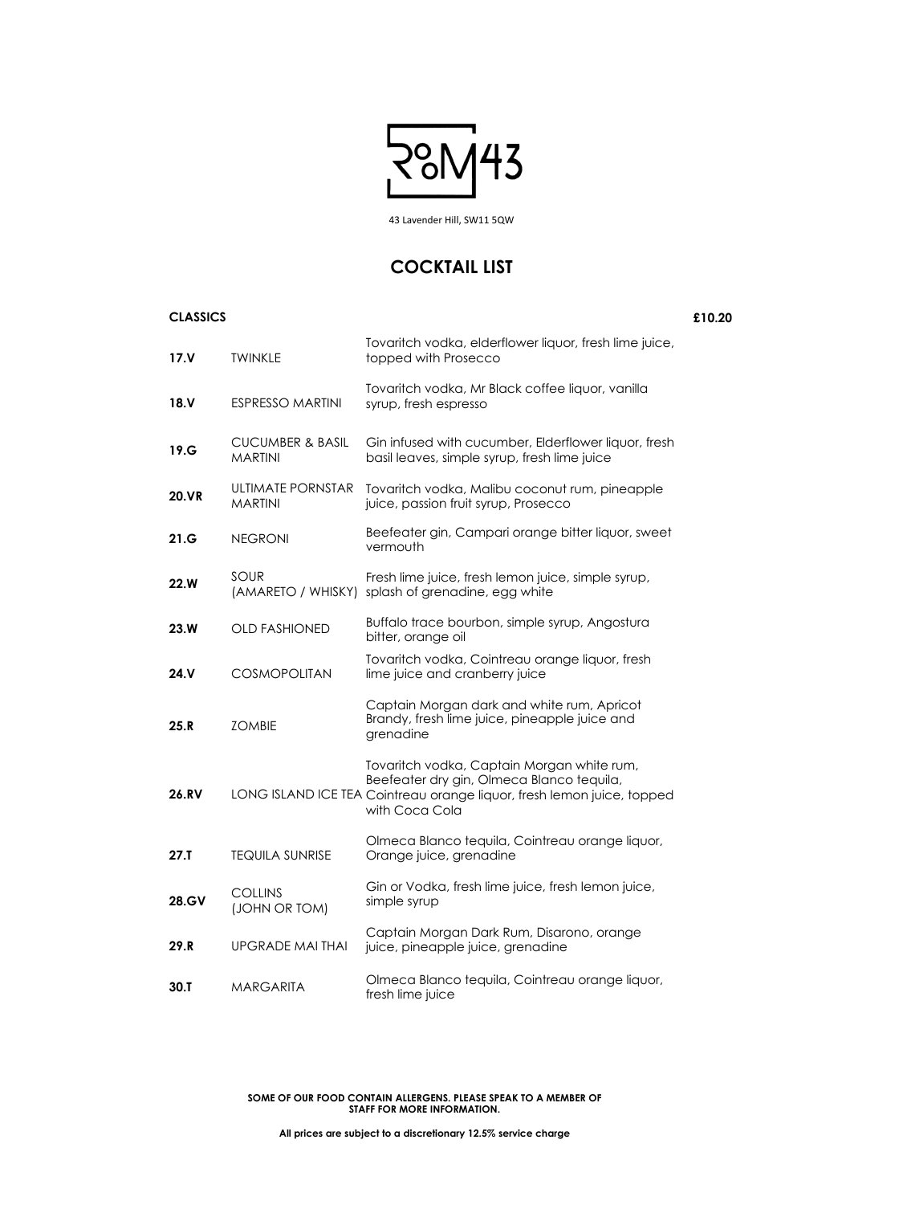# RooM43

43 Lavender Hill, SW11 5QW

## COCKTAIL LIST

**CLASSICS** **£10.20**

| | | |
|---|---|---|
| **17.V** | TWINKLE | Tovaritch vodka, elderflower liquor, fresh lime juice, topped with Prosecco |
| **18.V** | ESPRESSO MARTINI | Tovaritch vodka, Mr Black coffee liquor, vanilla syrup, fresh espresso |
| **19.G** | CUCUMBER & BASIL MARTINI | Gin infused with cucumber, Elderflower liquor, fresh basil leaves, simple syrup, fresh lime juice |
| **20.VR** | ULTIMATE PORNSTAR MARTINI | Tovaritch vodka, Malibu coconut rum, pineapple juice, passion fruit syrup, Prosecco |
| **21.G** | NEGRONI | Beefeater gin, Campari orange bitter liquor, sweet vermouth |
| **22.W** | SOUR (AMARETO / WHISKY) | Fresh lime juice, fresh lemon juice, simple syrup, splash of grenadine, egg white |
| **23.W** | OLD FASHIONED | Buffalo trace bourbon, simple syrup, Angostura bitter, orange oil |
| **24.V** | COSMOPOLITAN | Tovaritch vodka, Cointreau orange liquor, fresh lime juice and cranberry juice |
| **25.R** | ZOMBIE | Captain Morgan dark and white rum, Apricot Brandy, fresh lime juice, pineapple juice and grenadine |
| **26.RV** | LONG ISLAND ICE TEA | Tovaritch vodka, Captain Morgan white rum, Beefeater dry gin, Olmeca Blanco tequila, Cointreau orange liquor, fresh lemon juice, topped with Coca Cola |
| **27.T** | TEQUILA SUNRISE | Olmeca Blanco tequila, Cointreau orange liquor, Orange juice, grenadine |
| **28.GV** | COLLINS (JOHN OR TOM) | Gin or Vodka, fresh lime juice, fresh lemon juice, simple syrup |
| **29.R** | UPGRADE MAI THAI | Captain Morgan Dark Rum, Disarono, orange juice, pineapple juice, grenadine |
| **30.T** | MARGARITA | Olmeca Blanco tequila, Cointreau orange liquor, fresh lime juice |

**SOME OF OUR FOOD CONTAIN ALLERGENS. PLEASE SPEAK TO A MEMBER OF STAFF FOR MORE INFORMATION.**

**All prices are subject to a discretionary 12.5% service charge**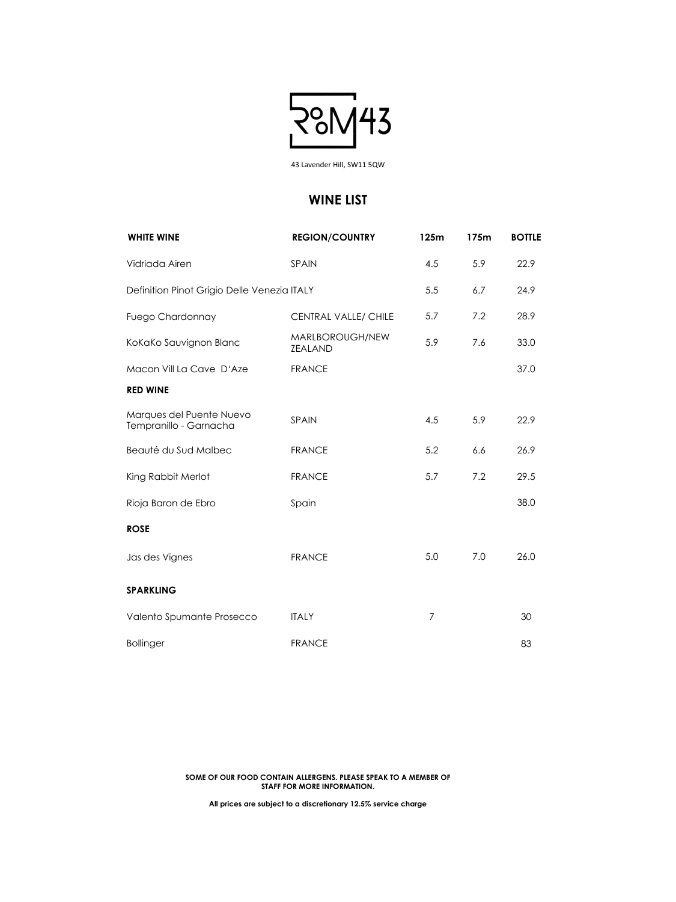# RooM43

43 Lavender Hill, SW11 5QW

## WINE LIST

| WHITE WINE | REGION/COUNTRY | 125m | 175m | BOTTLE |
|---|---|---|---|---|
| Vidriada Airen | SPAIN | 4.5 | 5.9 | 22.9 |
| Definition Pinot Grigio Delle Venezia | ITALY | 5.5 | 6.7 | 24.9 |
| Fuego Chardonnay | CENTRAL VALLE/ CHILE | 5.7 | 7.2 | 28.9 |
| KoKaKo Sauvignon Blanc | MARLBOROUGH/NEW ZEALAND | 5.9 | 7.6 | 33.0 |
| Macon Vill La Cave D'Aze | FRANCE | | | 37.0 |
| **RED WINE** | | | | |
| Marques del Puente Nuevo Tempranillo - Garnacha | SPAIN | 4.5 | 5.9 | 22.9 |
| Beauté du Sud Malbec | FRANCE | 5.2 | 6.6 | 26.9 |
| King Rabbit Merlot | FRANCE | 5.7 | 7.2 | 29.5 |
| Rioja Baron de Ebro | Spain | | | 38.0 |
| **ROSE** | | | | |
| Jas des Vignes | FRANCE | 5.0 | 7.0 | 26.0 |
| **SPARKLING** | | | | |
| Valento Spumante Prosecco | ITALY | 7 | | 30 |
| Bollinger | FRANCE | | | 83 |

**SOME OF OUR FOOD CONTAIN ALLERGENS. PLEASE SPEAK TO A MEMBER OF STAFF FOR MORE INFORMATION.**

**All prices are subject to a discretionary 12.5% service charge**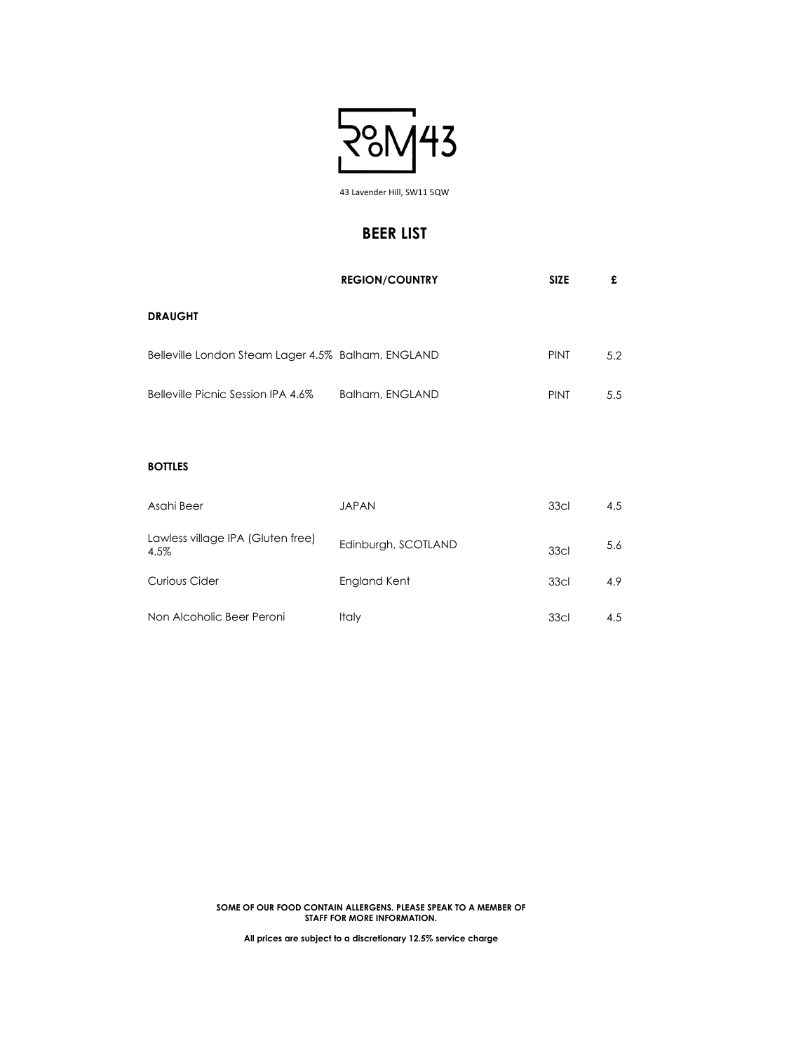# ROOM43

43 Lavender Hill, SW11 5QW

## BEER LIST

| | REGION/COUNTRY | SIZE | £ |
|---|---|---|---|
| **DRAUGHT** | | | |
| Belleville London Steam Lager 4.5% | Balham, ENGLAND | PINT | 5.2 |
| Belleville Picnic Session IPA 4.6% | Balham, ENGLAND | PINT | 5.5 |
| **BOTTLES** | | | |
| Asahi Beer | JAPAN | 33cl | 4.5 |
| Lawless village IPA (Gluten free) 4.5% | Edinburgh, SCOTLAND | 33cl | 5.6 |
| Curious Cider | England Kent | 33cl | 4.9 |
| Non Alcoholic Beer Peroni | Italy | 33cl | 4.5 |

**SOME OF OUR FOOD CONTAIN ALLERGENS. PLEASE SPEAK TO A MEMBER OF STAFF FOR MORE INFORMATION.**

**All prices are subject to a discretionary 12.5% service charge**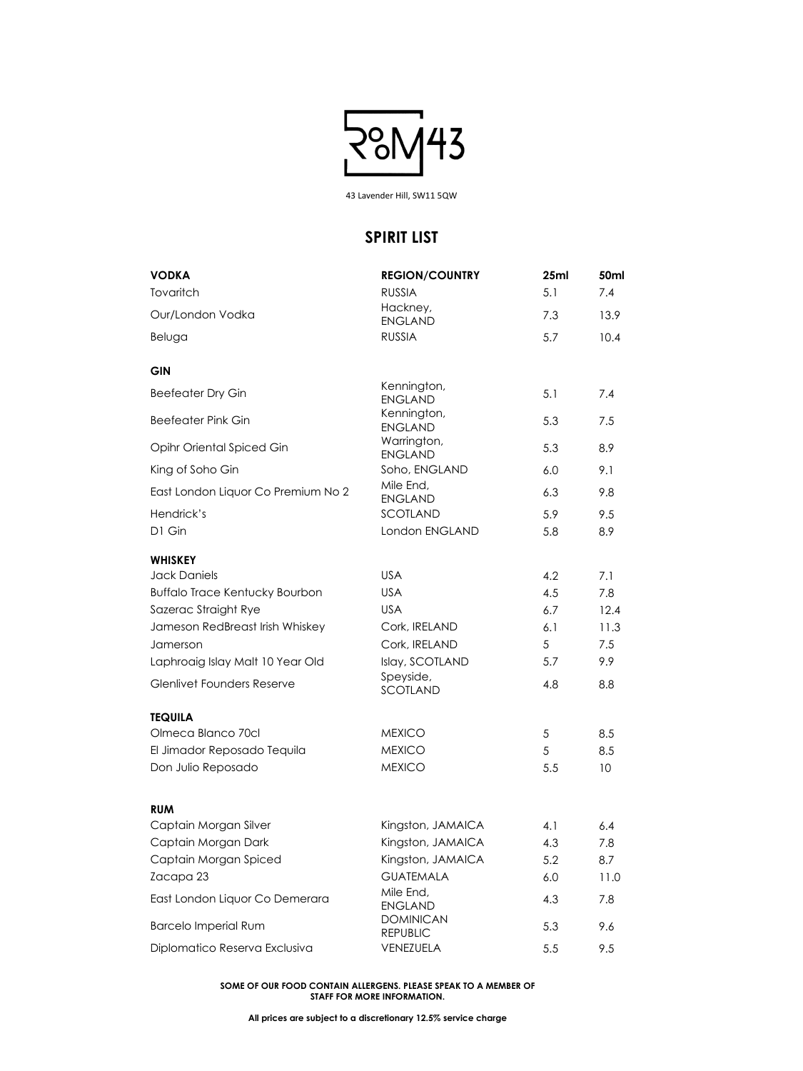# ROOM 43

43 Lavender Hill, SW11 5QW

## SPIRIT LIST

| VODKA | REGION/COUNTRY | 25ml | 50ml |
|---|---|---|---|
| Tovaritch | RUSSIA | 5.1 | 7.4 |
| Our/London Vodka | Hackney, ENGLAND | 7.3 | 13.9 |
| Beluga | RUSSIA | 5.7 | 10.4 |
| **GIN** | | | |
| Beefeater Dry Gin | Kennington, ENGLAND | 5.1 | 7.4 |
| Beefeater Pink Gin | Kennington, ENGLAND | 5.3 | 7.5 |
| Opihr Oriental Spiced Gin | Warrington, ENGLAND | 5.3 | 8.9 |
| King of Soho Gin | Soho, ENGLAND | 6.0 | 9.1 |
| East London Liquor Co Premium No 2 | Mile End, ENGLAND | 6.3 | 9.8 |
| Hendrick's | SCOTLAND | 5.9 | 9.5 |
| D1 Gin | London ENGLAND | 5.8 | 8.9 |
| **WHISKEY** | | | |
| Jack Daniels | USA | 4.2 | 7.1 |
| Buffalo Trace Kentucky Bourbon | USA | 4.5 | 7.8 |
| Sazerac Straight Rye | USA | 6.7 | 12.4 |
| Jameson RedBreast Irish Whiskey | Cork, IRELAND | 6.1 | 11.3 |
| Jamerson | Cork, IRELAND | 5 | 7.5 |
| Laphroaig Islay Malt 10 Year Old | Islay, SCOTLAND | 5.7 | 9.9 |
| Glenlivet Founders Reserve | Speyside, SCOTLAND | 4.8 | 8.8 |
| **TEQUILA** | | | |
| Olmeca Blanco 70cl | MEXICO | 5 | 8.5 |
| El Jimador Reposado Tequila | MEXICO | 5 | 8.5 |
| Don Julio Reposado | MEXICO | 5.5 | 10 |
| **RUM** | | | |
| Captain Morgan Silver | Kingston, JAMAICA | 4.1 | 6.4 |
| Captain Morgan Dark | Kingston, JAMAICA | 4.3 | 7.8 |
| Captain Morgan Spiced | Kingston, JAMAICA | 5.2 | 8.7 |
| Zacapa 23 | GUATEMALA | 6.0 | 11.0 |
| East London Liquor Co Demerara | Mile End, ENGLAND | 4.3 | 7.8 |
| Barcelo Imperial Rum | DOMINICAN REPUBLIC | 5.3 | 9.6 |
| Diplomatico Reserva Exclusiva | VENEZUELA | 5.5 | 9.5 |

**SOME OF OUR FOOD CONTAIN ALLERGENS. PLEASE SPEAK TO A MEMBER OF STAFF FOR MORE INFORMATION.**

**All prices are subject to a discretionary 12.5% service charge**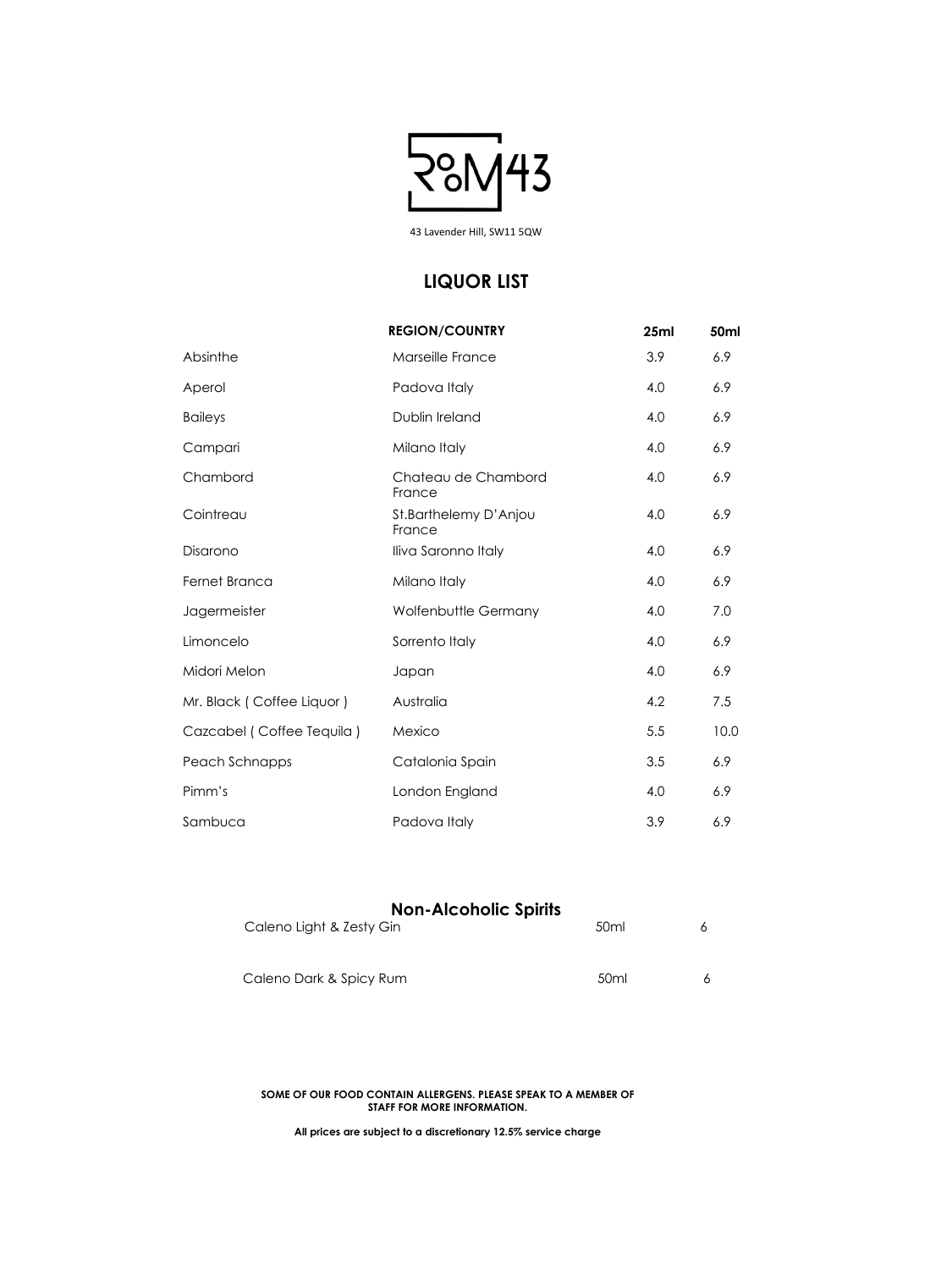# RooM43

43 Lavender Hill, SW11 5QW

## LIQUOR LIST

| | REGION/COUNTRY | 25ml | 50ml |
|---|---|---|---|
| Absinthe | Marseille France | 3.9 | 6.9 |
| Aperol | Padova Italy | 4.0 | 6.9 |
| Baileys | Dublin Ireland | 4.0 | 6.9 |
| Campari | Milano Italy | 4.0 | 6.9 |
| Chambord | Chateau de Chambord France | 4.0 | 6.9 |
| Cointreau | St.Barthelemy D'Anjou France | 4.0 | 6.9 |
| Disarono | Iliva Saronno Italy | 4.0 | 6.9 |
| Fernet Branca | Milano Italy | 4.0 | 6.9 |
| Jagermeister | Wolfenbuttle Germany | 4.0 | 7.0 |
| Limoncelo | Sorrento Italy | 4.0 | 6.9 |
| Midori Melon | Japan | 4.0 | 6.9 |
| Mr. Black ( Coffee Liquor ) | Australia | 4.2 | 7.5 |
| Cazcabel ( Coffee Tequila ) | Mexico | 5.5 | 10.0 |
| Peach Schnapps | Catalonia Spain | 3.5 | 6.9 |
| Pimm's | London England | 4.0 | 6.9 |
| Sambuca | Padova Italy | 3.9 | 6.9 |

### Non-Alcoholic Spirits

| | | |
|---|---|---|
| Caleno Light & Zesty Gin | 50ml | 6 |
| Caleno Dark & Spicy Rum | 50ml | 6 |

**SOME OF OUR FOOD CONTAIN ALLERGENS. PLEASE SPEAK TO A MEMBER OF STAFF FOR MORE INFORMATION.**

**All prices are subject to a discretionary 12.5% service charge**